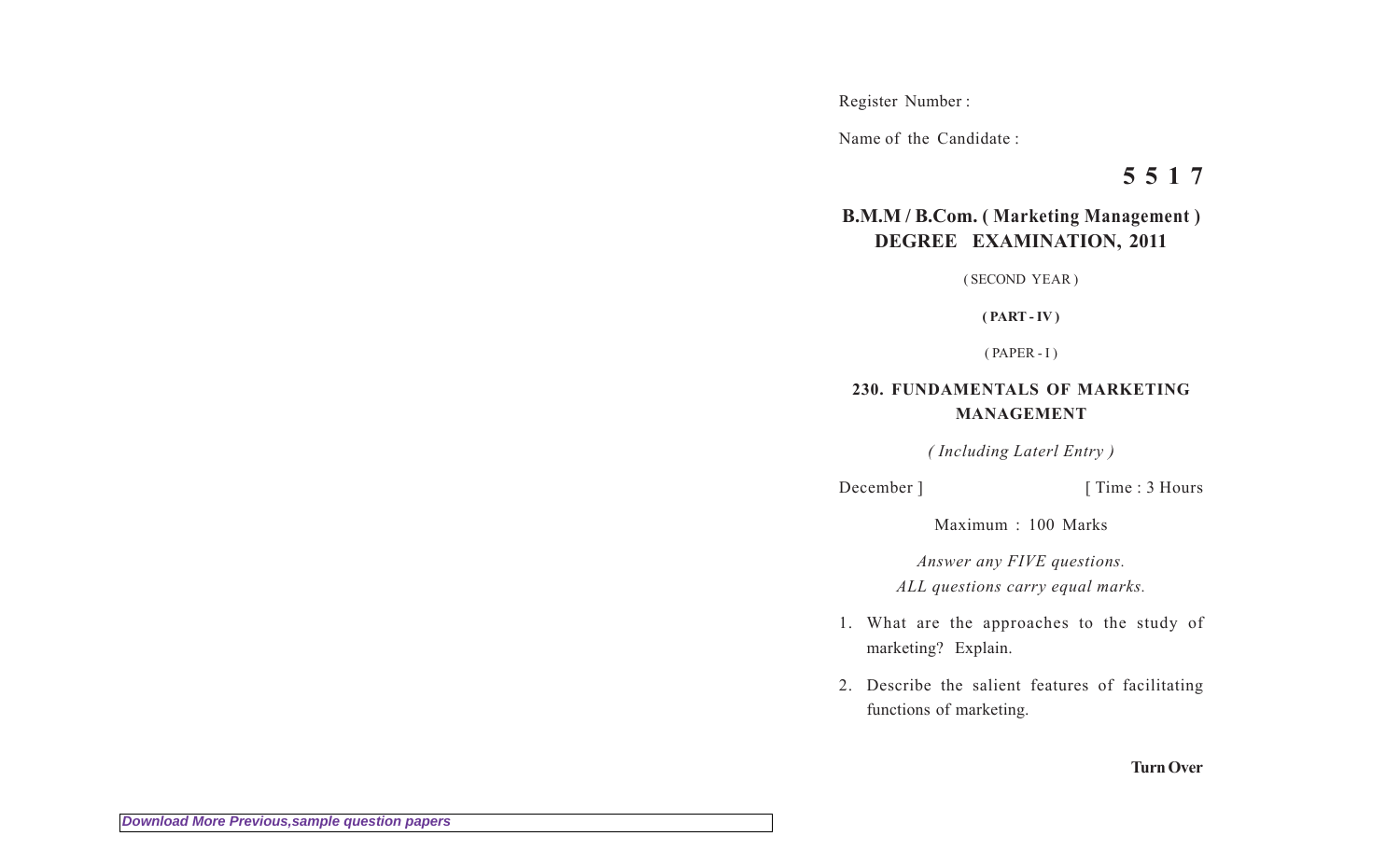Register Number :

Name of the Candidate :

**5 5 1 7**

## B.M.M / B.Com. ( Marketing Management ) DEGREE EXAMINATION, 2011

( SECOND YEAR )

**( PART - IV )**

( PAPER - I )

### 230. FUNDAMENTALS OF MARKETING MANAGEMENT

*( Including Laterl Entry )*

December ] [ Time : 3 Hours

Maximum : 100 Marks

*Answer any FIVE questions.*
*ALL questions carry equal marks.*

1. What are the approaches to the study of marketing? Explain.

2. Describe the salient features of facilitating functions of marketing.

**Turn Over**

*Download More Previous,sample question papers*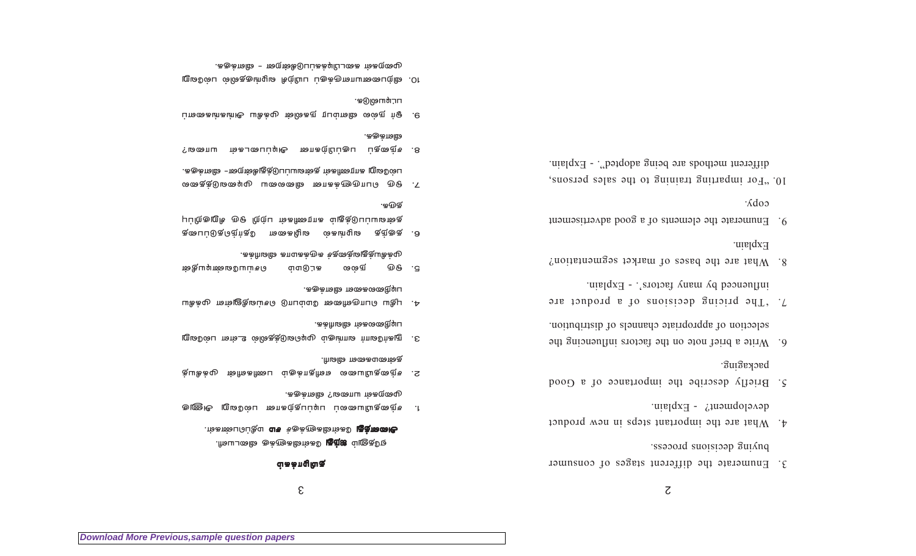3. Enumerate the different stages of consumer buying decisions process.

4. What are the important steps in new product development? - Explain.

5. Briefly describe the importance of a Good packaging.

6. Write a brief note on the factors influencing the selection of appropriate channels of distribution.

7. 'The pricing decisions of a product are influenced by many factors'. - Explain.

8. What are the bases of market segmentation? Explain.

9. Enumerate the elements of a good advertisement copy.

10. "For imparting training to the sales persons, different methods are being adopted". - Explain.

## தமிழாக்கம்

ஏதேனும் **ஐந்து** கேள்விகளுக்கு விடையளி.

**அனைத்து** கேள்விகளுக்கும் சம மதிப்பெண்கள்.

1. சந்தையைப் பகுப்பதற்கான பல்வேறு அணுகு முறைகள் யாவை? விளக்குக.

2. சந்தையிடலின் எதிர்காலப் பணிகளின் முக்கியத் தன்மையை விவரி.

3. நுகர்வோர் வாங்கும் முடிவெடுத்தலில் உள்ள பல்வேறு படிநிலைகளை விவரிக்க.

4. புதிய பொருளினை மேம்பாடு செய்வதிலுள்ள முக்கிய படிநிலைகளை விளக்குக.

5. ஒரு நல்ல கட்டுமம் செய்யப்படுதலின் முக்கியத்துவத்தைச் சுருக்கமாக விவரிக்க.

6. தகுந்த விநியோக வழிகளை தேர்ந்தெடுப்பதைச் செல்வாக்குப்படுத்தும் காரணிகள் பற்றி ஒரு சிறுகுறிப்பு தருக.

7. ஒரு பொருளுக்கான விலை நிர்ணயித்தலை பல்வேறு காரணிகள் செல்வாக்குப்படுத்துகின்றன – விளக்குக.

8. சந்தைப் பகுப்பிற்கான அடிப்படைகள் யாவை? விளக்குக.

9. ஒரு நல்ல விளம்பர நகலின் முக்கிய அம்சங்களைப் பட்டியலிடுக.

10. விற்பனையாளருக்குப் பயிற்சி வழங்குதலில் பல்வேறு முறைகள் கடைபிடிக்கப்படுகின்றன – விளக்குக.